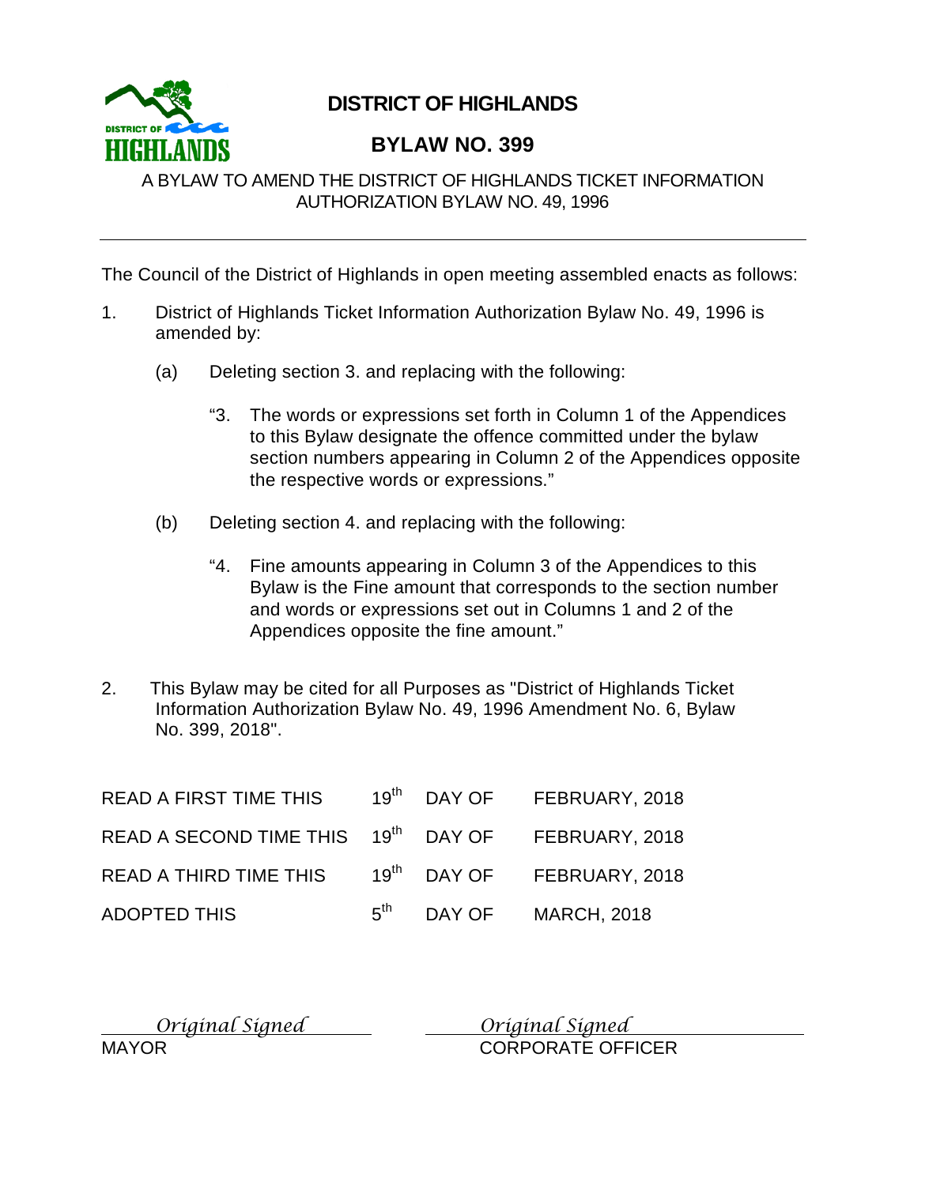# DISTRICT OF HIGHLANDS

## BYLAW NO. 399

A BYLAW TO AMEND THE DISTRICT OF HIGHLANDS TICKET INFORMATION AUTHORIZATION BYLAW NO. 49, 1996

---

The Council of the District of Highlands in open meeting assembled enacts as follows:

1. District of Highlands Ticket Information Authorization Bylaw No. 49, 1996 is amended by:

   (a) Deleting section 3. and replacing with the following:

   > "3. The words or expressions set forth in Column 1 of the Appendices to this Bylaw designate the offence committed under the bylaw section numbers appearing in Column 2 of the Appendices opposite the respective words or expressions."

   (b) Deleting section 4. and replacing with the following:

   > "4. Fine amounts appearing in Column 3 of the Appendices to this Bylaw is the Fine amount that corresponds to the section number and words or expressions set out in Columns 1 and 2 of the Appendices opposite the fine amount."

2. This Bylaw may be cited for all Purposes as "District of Highlands Ticket Information Authorization Bylaw No. 49, 1996 Amendment No. 6, Bylaw No. 399, 2018".

| | | | |
|---|---|---|---|
| READ A FIRST TIME THIS | 19th | DAY OF | FEBRUARY, 2018 |
| READ A SECOND TIME THIS | 19th | DAY OF | FEBRUARY, 2018 |
| READ A THIRD TIME THIS | 19th | DAY OF | FEBRUARY, 2018 |
| ADOPTED THIS | 5th | DAY OF | MARCH, 2018 |

*Original Signed*
MAYOR

*Original Signed*
CORPORATE OFFICER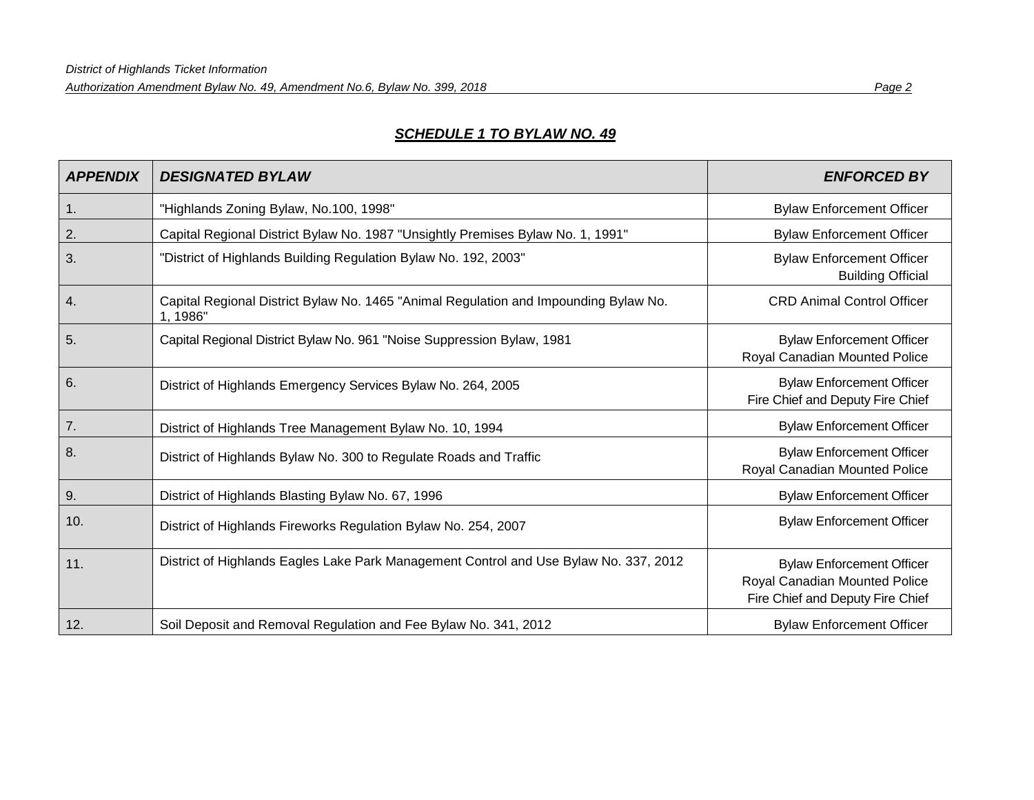## *SCHEDULE 1 TO BYLAW NO. 49*

| *APPENDIX* | *DESIGNATED BYLAW* | *ENFORCED BY* |
|---|---|---|
| 1. | "Highlands Zoning Bylaw, No.100, 1998" | Bylaw Enforcement Officer |
| 2. | Capital Regional District Bylaw No. 1987 "Unsightly Premises Bylaw No. 1, 1991" | Bylaw Enforcement Officer |
| 3. | "District of Highlands Building Regulation Bylaw No. 192, 2003" | Bylaw Enforcement Officer<br>Building Official |
| 4. | Capital Regional District Bylaw No. 1465 "Animal Regulation and Impounding Bylaw No. 1, 1986" | CRD Animal Control Officer |
| 5. | Capital Regional District Bylaw No. 961 "Noise Suppression Bylaw, 1981 | Bylaw Enforcement Officer<br>Royal Canadian Mounted Police |
| 6. | District of Highlands Emergency Services Bylaw No. 264, 2005 | Bylaw Enforcement Officer<br>Fire Chief and Deputy Fire Chief |
| 7. | District of Highlands Tree Management Bylaw No. 10, 1994 | Bylaw Enforcement Officer |
| 8. | District of Highlands Bylaw No. 300 to Regulate Roads and Traffic | Bylaw Enforcement Officer<br>Royal Canadian Mounted Police |
| 9. | District of Highlands Blasting Bylaw No. 67, 1996 | Bylaw Enforcement Officer |
| 10. | District of Highlands Fireworks Regulation Bylaw No. 254, 2007 | Bylaw Enforcement Officer |
| 11. | District of Highlands Eagles Lake Park Management Control and Use Bylaw No. 337, 2012 | Bylaw Enforcement Officer<br>Royal Canadian Mounted Police<br>Fire Chief and Deputy Fire Chief |
| 12. | Soil Deposit and Removal Regulation and Fee Bylaw No. 341, 2012 | Bylaw Enforcement Officer |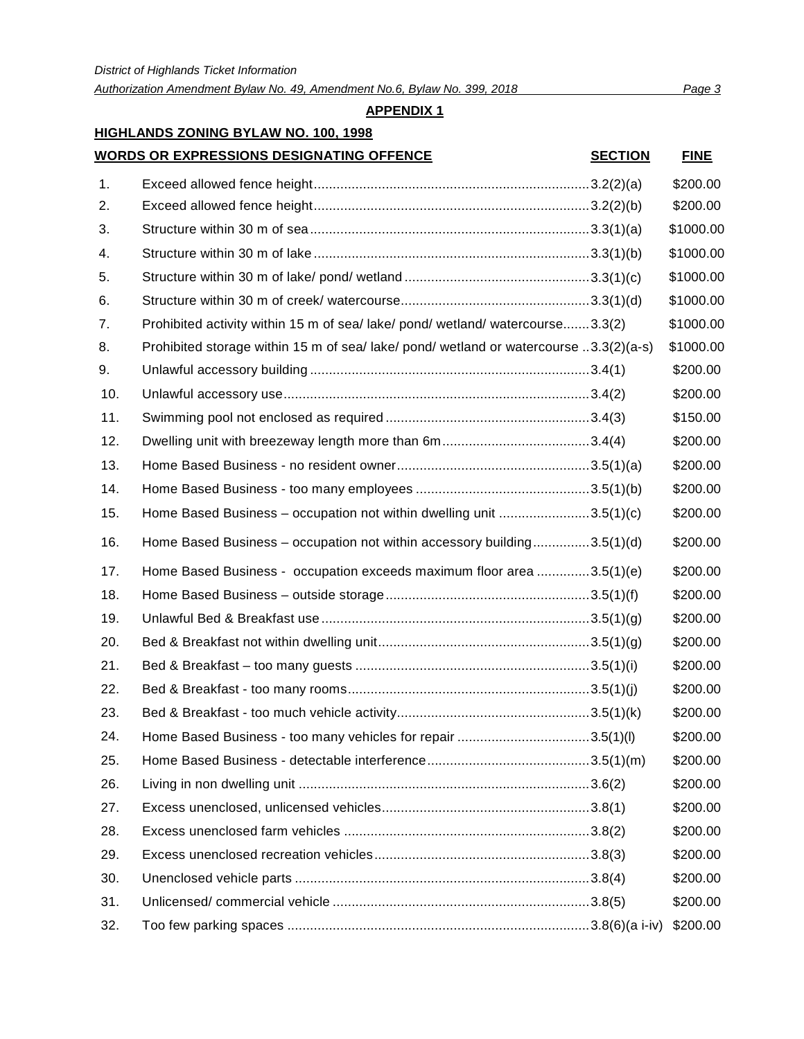## APPENDIX 1

### HIGHLANDS ZONING BYLAW NO. 100, 1998

| | WORDS OR EXPRESSIONS DESIGNATING OFFENCE | SECTION | FINE |
|---|---|---|---|
| 1. | Exceed allowed fence height | 3.2(2)(a) | $200.00 |
| 2. | Exceed allowed fence height | 3.2(2)(b) | $200.00 |
| 3. | Structure within 30 m of sea | 3.3(1)(a) | $1000.00 |
| 4. | Structure within 30 m of lake | 3.3(1)(b) | $1000.00 |
| 5. | Structure within 30 m of lake/ pond/ wetland | 3.3(1)(c) | $1000.00 |
| 6. | Structure within 30 m of creek/ watercourse | 3.3(1)(d) | $1000.00 |
| 7. | Prohibited activity within 15 m of sea/ lake/ pond/ wetland/ watercourse | 3.3(2) | $1000.00 |
| 8. | Prohibited storage within 15 m of sea/ lake/ pond/ wetland or watercourse | 3.3(2)(a-s) | $1000.00 |
| 9. | Unlawful accessory building | 3.4(1) | $200.00 |
| 10. | Unlawful accessory use | 3.4(2) | $200.00 |
| 11. | Swimming pool not enclosed as required | 3.4(3) | $150.00 |
| 12. | Dwelling unit with breezeway length more than 6m | 3.4(4) | $200.00 |
| 13. | Home Based Business - no resident owner | 3.5(1)(a) | $200.00 |
| 14. | Home Based Business - too many employees | 3.5(1)(b) | $200.00 |
| 15. | Home Based Business – occupation not within dwelling unit | 3.5(1)(c) | $200.00 |
| 16. | Home Based Business – occupation not within accessory building | 3.5(1)(d) | $200.00 |
| 17. | Home Based Business - occupation exceeds maximum floor area | 3.5(1)(e) | $200.00 |
| 18. | Home Based Business – outside storage | 3.5(1)(f) | $200.00 |
| 19. | Unlawful Bed & Breakfast use | 3.5(1)(g) | $200.00 |
| 20. | Bed & Breakfast not within dwelling unit | 3.5(1)(g) | $200.00 |
| 21. | Bed & Breakfast – too many guests | 3.5(1)(i) | $200.00 |
| 22. | Bed & Breakfast - too many rooms | 3.5(1)(j) | $200.00 |
| 23. | Bed & Breakfast - too much vehicle activity | 3.5(1)(k) | $200.00 |
| 24. | Home Based Business - too many vehicles for repair | 3.5(1)(l) | $200.00 |
| 25. | Home Based Business - detectable interference | 3.5(1)(m) | $200.00 |
| 26. | Living in non dwelling unit | 3.6(2) | $200.00 |
| 27. | Excess unenclosed, unlicensed vehicles | 3.8(1) | $200.00 |
| 28. | Excess unenclosed farm vehicles | 3.8(2) | $200.00 |
| 29. | Excess unenclosed recreation vehicles | 3.8(3) | $200.00 |
| 30. | Unenclosed vehicle parts | 3.8(4) | $200.00 |
| 31. | Unlicensed/ commercial vehicle | 3.8(5) | $200.00 |
| 32. | Too few parking spaces | 3.8(6)(a i-iv) | $200.00 |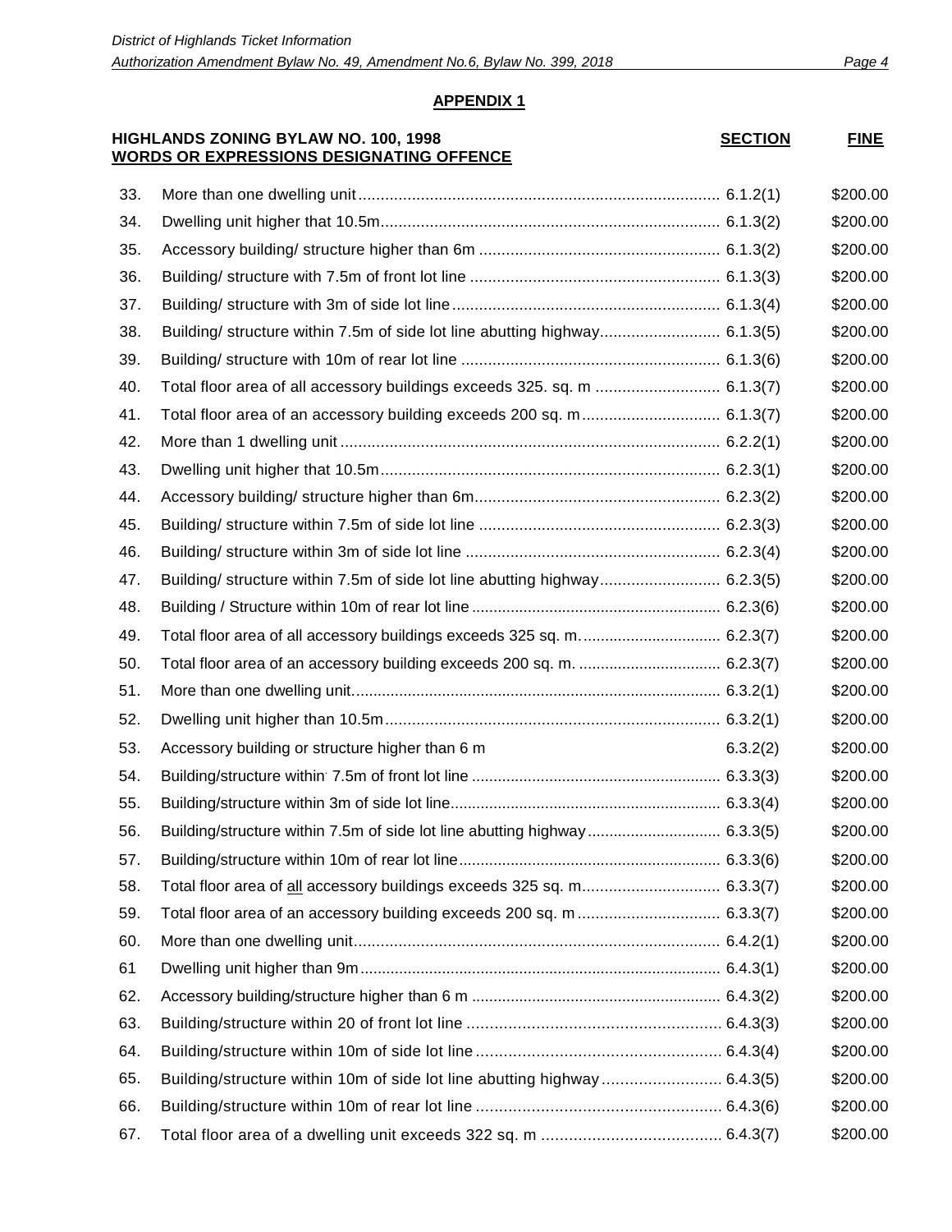**APPENDIX 1**

| **HIGHLANDS ZONING BYLAW NO. 100, 1998**<br>**WORDS OR EXPRESSIONS DESIGNATING OFFENCE** | | **SECTION** | **FINE** |
|---|---|---|---|
| 33. | More than one dwelling unit | 6.1.2(1) | $200.00 |
| 34. | Dwelling unit higher that 10.5m | 6.1.3(2) | $200.00 |
| 35. | Accessory building/ structure higher than 6m | 6.1.3(2) | $200.00 |
| 36. | Building/ structure with 7.5m of front lot line | 6.1.3(3) | $200.00 |
| 37. | Building/ structure with 3m of side lot line | 6.1.3(4) | $200.00 |
| 38. | Building/ structure within 7.5m of side lot line abutting highway | 6.1.3(5) | $200.00 |
| 39. | Building/ structure with 10m of rear lot line | 6.1.3(6) | $200.00 |
| 40. | Total floor area of all accessory buildings exceeds 325. sq. m | 6.1.3(7) | $200.00 |
| 41. | Total floor area of an accessory building exceeds 200 sq. m | 6.1.3(7) | $200.00 |
| 42. | More than 1 dwelling unit | 6.2.2(1) | $200.00 |
| 43. | Dwelling unit higher that 10.5m | 6.2.3(1) | $200.00 |
| 44. | Accessory building/ structure higher than 6m | 6.2.3(2) | $200.00 |
| 45. | Building/ structure within 7.5m of side lot line | 6.2.3(3) | $200.00 |
| 46. | Building/ structure within 3m of side lot line | 6.2.3(4) | $200.00 |
| 47. | Building/ structure within 7.5m of side lot line abutting highway | 6.2.3(5) | $200.00 |
| 48. | Building / Structure within 10m of rear lot line | 6.2.3(6) | $200.00 |
| 49. | Total floor area of all accessory buildings exceeds 325 sq. m. | 6.2.3(7) | $200.00 |
| 50. | Total floor area of an accessory building exceeds 200 sq. m. | 6.2.3(7) | $200.00 |
| 51. | More than one dwelling unit. | 6.3.2(1) | $200.00 |
| 52. | Dwelling unit higher than 10.5m | 6.3.2(1) | $200.00 |
| 53. | Accessory building or structure higher than 6 m | 6.3.2(2) | $200.00 |
| 54. | Building/structure within 7.5m of front lot line | 6.3.3(3) | $200.00 |
| 55. | Building/structure within 3m of side lot line | 6.3.3(4) | $200.00 |
| 56. | Building/structure within 7.5m of side lot line abutting highway | 6.3.3(5) | $200.00 |
| 57. | Building/structure within 10m of rear lot line | 6.3.3(6) | $200.00 |
| 58. | Total floor area of <u>all</u> accessory buildings exceeds 325 sq. m | 6.3.3(7) | $200.00 |
| 59. | Total floor area of an accessory building exceeds 200 sq. m | 6.3.3(7) | $200.00 |
| 60. | More than one dwelling unit | 6.4.2(1) | $200.00 |
| 61 | Dwelling unit higher than 9m | 6.4.3(1) | $200.00 |
| 62. | Accessory building/structure higher than 6 m | 6.4.3(2) | $200.00 |
| 63. | Building/structure within 20 of front lot line | 6.4.3(3) | $200.00 |
| 64. | Building/structure within 10m of side lot line | 6.4.3(4) | $200.00 |
| 65. | Building/structure within 10m of side lot line abutting highway | 6.4.3(5) | $200.00 |
| 66. | Building/structure within 10m of rear lot line | 6.4.3(6) | $200.00 |
| 67. | Total floor area of a dwelling unit exceeds 322 sq. m | 6.4.3(7) | $200.00 |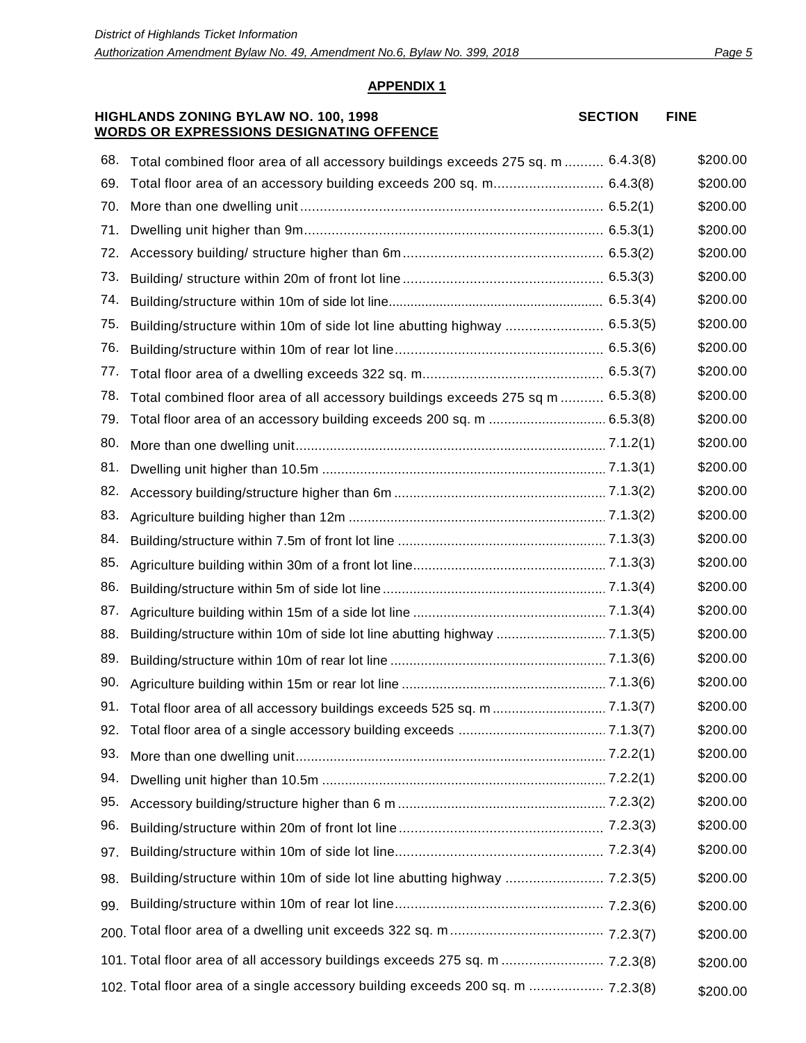## APPENDIX 1

| | HIGHLANDS ZONING BYLAW NO. 100, 1998<br>WORDS OR EXPRESSIONS DESIGNATING OFFENCE | SECTION | FINE |
|---|---|---|---|
| 68. | Total combined floor area of all accessory buildings exceeds 275 sq. m | 6.4.3(8) | $200.00 |
| 69. | Total floor area of an accessory building exceeds 200 sq. m | 6.4.3(8) | $200.00 |
| 70. | More than one dwelling unit | 6.5.2(1) | $200.00 |
| 71. | Dwelling unit higher than 9m | 6.5.3(1) | $200.00 |
| 72. | Accessory building/ structure higher than 6m | 6.5.3(2) | $200.00 |
| 73. | Building/ structure within 20m of front lot line | 6.5.3(3) | $200.00 |
| 74. | Building/structure within 10m of side lot line | 6.5.3(4) | $200.00 |
| 75. | Building/structure within 10m of side lot line abutting highway | 6.5.3(5) | $200.00 |
| 76. | Building/structure within 10m of rear lot line | 6.5.3(6) | $200.00 |
| 77. | Total floor area of a dwelling exceeds 322 sq. m | 6.5.3(7) | $200.00 |
| 78. | Total combined floor area of all accessory buildings exceeds 275 sq m | 6.5.3(8) | $200.00 |
| 79. | Total floor area of an accessory building exceeds 200 sq. m | 6.5.3(8) | $200.00 |
| 80. | More than one dwelling unit | 7.1.2(1) | $200.00 |
| 81. | Dwelling unit higher than 10.5m | 7.1.3(1) | $200.00 |
| 82. | Accessory building/structure higher than 6m | 7.1.3(2) | $200.00 |
| 83. | Agriculture building higher than 12m | 7.1.3(2) | $200.00 |
| 84. | Building/structure within 7.5m of front lot line | 7.1.3(3) | $200.00 |
| 85. | Agriculture building within 30m of a front lot line | 7.1.3(3) | $200.00 |
| 86. | Building/structure within 5m of side lot line | 7.1.3(4) | $200.00 |
| 87. | Agriculture building within 15m of a side lot line | 7.1.3(4) | $200.00 |
| 88. | Building/structure within 10m of side lot line abutting highway | 7.1.3(5) | $200.00 |
| 89. | Building/structure within 10m of rear lot line | 7.1.3(6) | $200.00 |
| 90. | Agriculture building within 15m or rear lot line | 7.1.3(6) | $200.00 |
| 91. | Total floor area of all accessory buildings exceeds 525 sq. m | 7.1.3(7) | $200.00 |
| 92. | Total floor area of a single accessory building exceeds | 7.1.3(7) | $200.00 |
| 93. | More than one dwelling unit | 7.2.2(1) | $200.00 |
| 94. | Dwelling unit higher than 10.5m | 7.2.2(1) | $200.00 |
| 95. | Accessory building/structure higher than 6 m | 7.2.3(2) | $200.00 |
| 96. | Building/structure within 20m of front lot line | 7.2.3(3) | $200.00 |
| 97. | Building/structure within 10m of side lot line | 7.2.3(4) | $200.00 |
| 98. | Building/structure within 10m of side lot line abutting highway | 7.2.3(5) | $200.00 |
| 99. | Building/structure within 10m of rear lot line | 7.2.3(6) | $200.00 |
| 200. | Total floor area of a dwelling unit exceeds 322 sq. m | 7.2.3(7) | $200.00 |
| 101. | Total floor area of all accessory buildings exceeds 275 sq. m | 7.2.3(8) | $200.00 |
| 102. | Total floor area of a single accessory building exceeds 200 sq. m | 7.2.3(8) | $200.00 |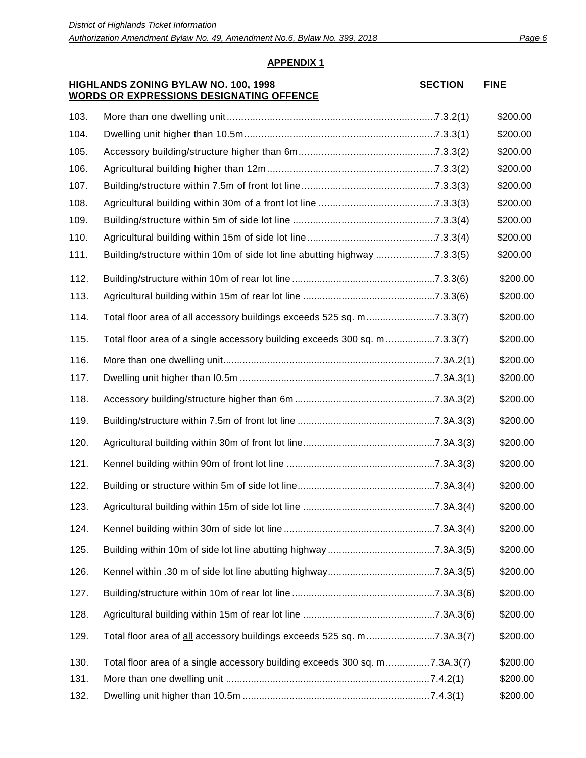## APPENDIX 1

| | HIGHLANDS ZONING BYLAW NO. 100, 1998 **WORDS OR EXPRESSIONS DESIGNATING OFFENCE** | SECTION | FINE |
|---|---|---|---|
| 103. | More than one dwelling unit | 7.3.2(1) | $200.00 |
| 104. | Dwelling unit higher than 10.5m | 7.3.3(1) | $200.00 |
| 105. | Accessory building/structure higher than 6m | 7.3.3(2) | $200.00 |
| 106. | Agricultural building higher than 12m | 7.3.3(2) | $200.00 |
| 107. | Building/structure within 7.5m of front lot line | 7.3.3(3) | $200.00 |
| 108. | Agricultural building within 30m of a front lot line | 7.3.3(3) | $200.00 |
| 109. | Building/structure within 5m of side lot line | 7.3.3(4) | $200.00 |
| 110. | Agricultural building within 15m of side lot line | 7.3.3(4) | $200.00 |
| 111. | Building/structure within 10m of side lot line abutting highway | 7.3.3(5) | $200.00 |
| 112. | Building/structure within 10m of rear lot line | 7.3.3(6) | $200.00 |
| 113. | Agricultural building within 15m of rear lot line | 7.3.3(6) | $200.00 |
| 114. | Total floor area of all accessory buildings exceeds 525 sq. m | 7.3.3(7) | $200.00 |
| 115. | Total floor area of a single accessory building exceeds 300 sq. m | 7.3.3(7) | $200.00 |
| 116. | More than one dwelling unit | 7.3A.2(1) | $200.00 |
| 117. | Dwelling unit higher than I0.5m | 7.3A.3(1) | $200.00 |
| 118. | Accessory building/structure higher than 6m | 7.3A.3(2) | $200.00 |
| 119. | Building/structure within 7.5m of front lot line | 7.3A.3(3) | $200.00 |
| 120. | Agricultural building within 30m of front lot line | 7.3A.3(3) | $200.00 |
| 121. | Kennel building within 90m of front lot line | 7.3A.3(3) | $200.00 |
| 122. | Building or structure within 5m of side lot line | 7.3A.3(4) | $200.00 |
| 123. | Agricultural building within 15m of side lot line | 7.3A.3(4) | $200.00 |
| 124. | Kennel building within 30m of side lot line | 7.3A.3(4) | $200.00 |
| 125. | Building within 10m of side lot line abutting highway | 7.3A.3(5) | $200.00 |
| 126. | Kennel within .30 m of side lot line abutting highway | 7.3A.3(5) | $200.00 |
| 127. | Building/structure within 10m of rear lot line | 7.3A.3(6) | $200.00 |
| 128. | Agricultural building within 15m of rear lot line | 7.3A.3(6) | $200.00 |
| 129. | Total floor area of all accessory buildings exceeds 525 sq. m | 7.3A.3(7) | $200.00 |
| 130. | Total floor area of a single accessory building exceeds 300 sq. m | 7.3A.3(7) | $200.00 |
| 131. | More than one dwelling unit | 7.4.2(1) | $200.00 |
| 132. | Dwelling unit higher than 10.5m | 7.4.3(1) | $200.00 |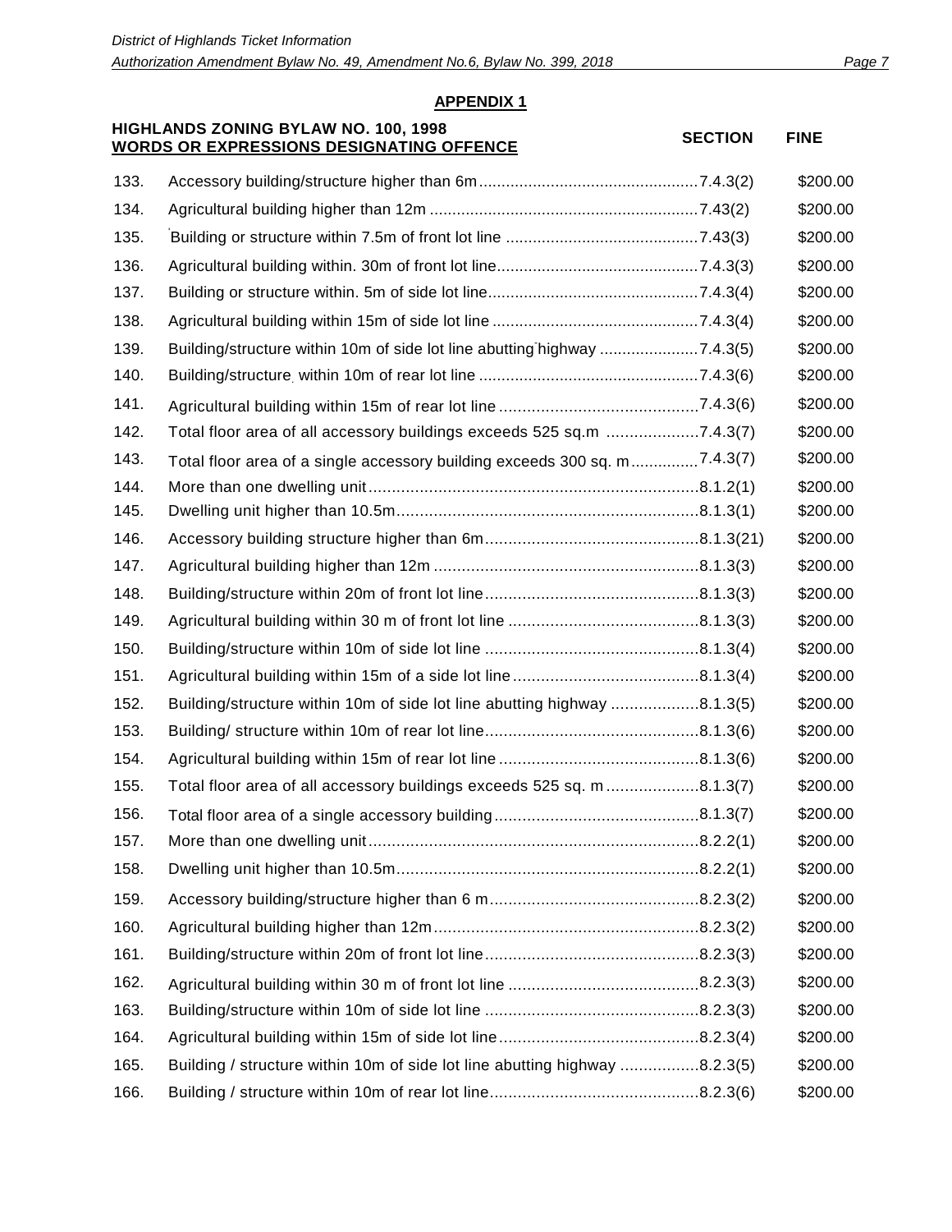## APPENDIX 1

| | HIGHLANDS ZONING BYLAW NO. 100, 1998 WORDS OR EXPRESSIONS DESIGNATING OFFENCE | SECTION | FINE |
|---|---|---|---|
| 133. | Accessory building/structure higher than 6m | 7.4.3(2) | $200.00 |
| 134. | Agricultural building higher than 12m | 7.43(2) | $200.00 |
| 135. | Building or structure within 7.5m of front lot line | 7.43(3) | $200.00 |
| 136. | Agricultural building within. 30m of front lot line | 7.4.3(3) | $200.00 |
| 137. | Building or structure within. 5m of side lot line | 7.4.3(4) | $200.00 |
| 138. | Agricultural building within 15m of side lot line | 7.4.3(4) | $200.00 |
| 139. | Building/structure within 10m of side lot line abutting highway | 7.4.3(5) | $200.00 |
| 140. | Building/structure within 10m of rear lot line | 7.4.3(6) | $200.00 |
| 141. | Agricultural building within 15m of rear lot line | 7.4.3(6) | $200.00 |
| 142. | Total floor area of all accessory buildings exceeds 525 sq.m | 7.4.3(7) | $200.00 |
| 143. | Total floor area of a single accessory building exceeds 300 sq. m | 7.4.3(7) | $200.00 |
| 144. | More than one dwelling unit | 8.1.2(1) | $200.00 |
| 145. | Dwelling unit higher than 10.5m | 8.1.3(1) | $200.00 |
| 146. | Accessory building structure higher than 6m | 8.1.3(21) | $200.00 |
| 147. | Agricultural building higher than 12m | 8.1.3(3) | $200.00 |
| 148. | Building/structure within 20m of front lot line | 8.1.3(3) | $200.00 |
| 149. | Agricultural building within 30 m of front lot line | 8.1.3(3) | $200.00 |
| 150. | Building/structure within 10m of side lot line | 8.1.3(4) | $200.00 |
| 151. | Agricultural building within 15m of a side lot line | 8.1.3(4) | $200.00 |
| 152. | Building/structure within 10m of side lot line abutting highway | 8.1.3(5) | $200.00 |
| 153. | Building/ structure within 10m of rear lot line | 8.1.3(6) | $200.00 |
| 154. | Agricultural building within 15m of rear lot line | 8.1.3(6) | $200.00 |
| 155. | Total floor area of all accessory buildings exceeds 525 sq. m | 8.1.3(7) | $200.00 |
| 156. | Total floor area of a single accessory building | 8.1.3(7) | $200.00 |
| 157. | More than one dwelling unit | 8.2.2(1) | $200.00 |
| 158. | Dwelling unit higher than 10.5m | 8.2.2(1) | $200.00 |
| 159. | Accessory building/structure higher than 6 m | 8.2.3(2) | $200.00 |
| 160. | Agricultural building higher than 12m | 8.2.3(2) | $200.00 |
| 161. | Building/structure within 20m of front lot line | 8.2.3(3) | $200.00 |
| 162. | Agricultural building within 30 m of front lot line | 8.2.3(3) | $200.00 |
| 163. | Building/structure within 10m of side lot line | 8.2.3(3) | $200.00 |
| 164. | Agricultural building within 15m of side lot line | 8.2.3(4) | $200.00 |
| 165. | Building / structure within 10m of side lot line abutting highway | 8.2.3(5) | $200.00 |
| 166. | Building / structure within 10m of rear lot line | 8.2.3(6) | $200.00 |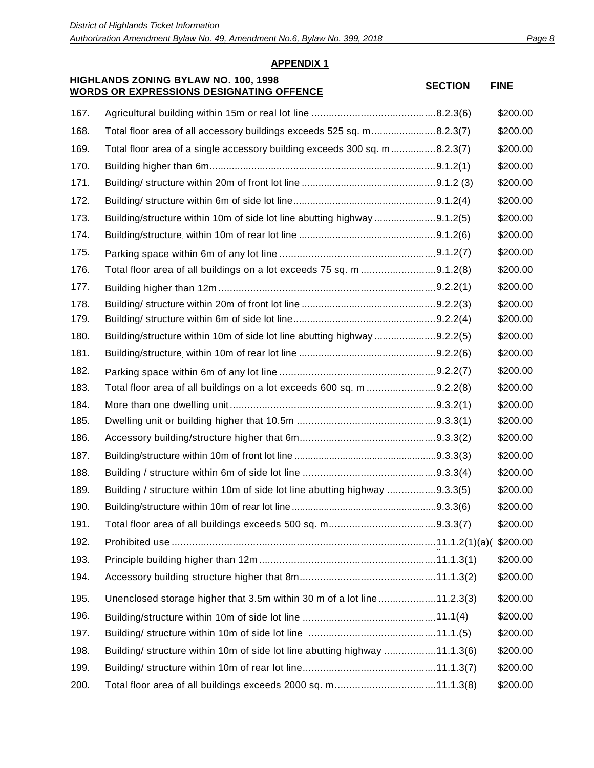## APPENDIX 1

| | HIGHLANDS ZONING BYLAW NO. 100, 1998 WORDS OR EXPRESSIONS DESIGNATING OFFENCE | SECTION | FINE |
|---|---|---|---|
| 167. | Agricultural building within 15m or real lot line | 8.2.3(6) | $200.00 |
| 168. | Total floor area of all accessory buildings exceeds 525 sq. m | 8.2.3(7) | $200.00 |
| 169. | Total floor area of a single accessory building exceeds 300 sq. m | 8.2.3(7) | $200.00 |
| 170. | Building higher than 6m | 9.1.2(1) | $200.00 |
| 171. | Building/ structure within 20m of front lot line | 9.1.2 (3) | $200.00 |
| 172. | Building/ structure within 6m of side lot line | 9.1.2(4) | $200.00 |
| 173. | Building/structure within 10m of side lot line abutting highway | 9.1.2(5) | $200.00 |
| 174. | Building/structure within 10m of rear lot line | 9.1.2(6) | $200.00 |
| 175. | Parking space within 6m of any lot line | 9.1.2(7) | $200.00 |
| 176. | Total floor area of all buildings on a lot exceeds 75 sq. m | 9.1.2(8) | $200.00 |
| 177. | Building higher than 12m | 9.2.2(1) | $200.00 |
| 178. | Building/ structure within 20m of front lot line | 9.2.2(3) | $200.00 |
| 179. | Building/ structure within 6m of side lot line | 9.2.2(4) | $200.00 |
| 180. | Building/structure within 10m of side lot line abutting highway | 9.2.2(5) | $200.00 |
| 181. | Building/structure within 10m of rear lot line | 9.2.2(6) | $200.00 |
| 182. | Parking space within 6m of any lot line | 9.2.2(7) | $200.00 |
| 183. | Total floor area of all buildings on a lot exceeds 600 sq. m | 9.2.2(8) | $200.00 |
| 184. | More than one dwelling unit | 9.3.2(1) | $200.00 |
| 185. | Dwelling unit or building higher that 10.5m | 9.3.3(1) | $200.00 |
| 186. | Accessory building/structure higher that 6m | 9.3.3(2) | $200.00 |
| 187. | Building/structure within 10m of front lot line | 9.3.3(3) | $200.00 |
| 188. | Building / structure within 6m of side lot line | 9.3.3(4) | $200.00 |
| 189. | Building / structure within 10m of side lot line abutting highway | 9.3.3(5) | $200.00 |
| 190. | Building/structure within 10m of rear lot line | 9.3.3(6) | $200.00 |
| 191. | Total floor area of all buildings exceeds 500 sq. m | 9.3.3(7) | $200.00 |
| 192. | Prohibited use | 11.1.2(1)(a)( | $200.00 |
| 193. | Principle building higher than 12m | 11.1.3(1) | $200.00 |
| 194. | Accessory building structure higher that 8m | 11.1.3(2) | $200.00 |
| 195. | Unenclosed storage higher that 3.5m within 30 m of a lot line | 11.2.3(3) | $200.00 |
| 196. | Building/structure within 10m of side lot line | 11.1(4) | $200.00 |
| 197. | Building/ structure within 10m of side lot line | 11.1.(5) | $200.00 |
| 198. | Building/ structure within 10m of side lot line abutting highway | 11.1.3(6) | $200.00 |
| 199. | Building/ structure within 10m of rear lot line | 11.1.3(7) | $200.00 |
| 200. | Total floor area of all buildings exceeds 2000 sq. m | 11.1.3(8) | $200.00 |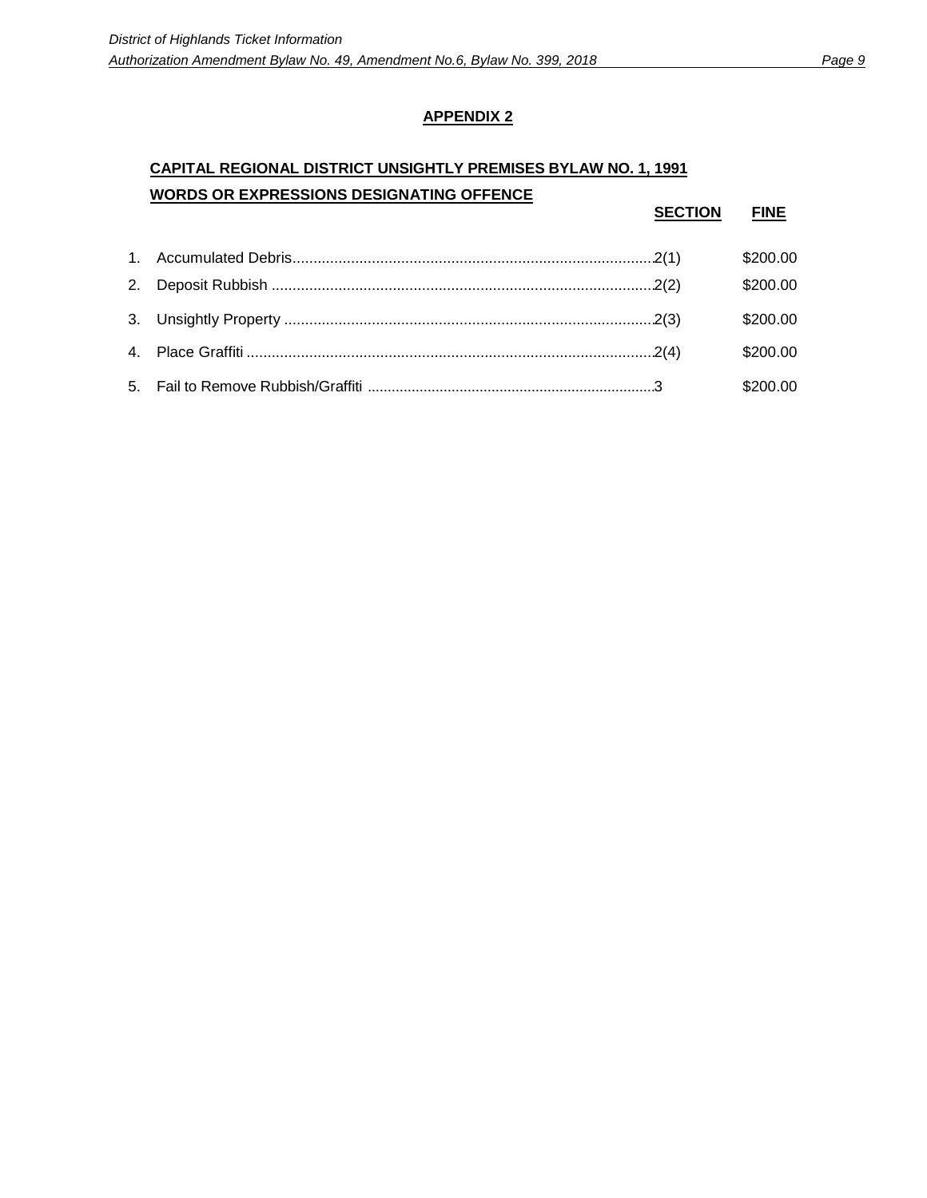## APPENDIX 2

**CAPITAL REGIONAL DISTRICT UNSIGHTLY PREMISES BYLAW NO. 1, 1991**

| | WORDS OR EXPRESSIONS DESIGNATING OFFENCE | SECTION | FINE |
|---|---|---|---|
| 1. | Accumulated Debris | 2(1) | $200.00 |
| 2. | Deposit Rubbish | 2(2) | $200.00 |
| 3. | Unsightly Property | 2(3) | $200.00 |
| 4. | Place Graffiti | 2(4) | $200.00 |
| 5. | Fail to Remove Rubbish/Graffiti | 3 | $200.00 |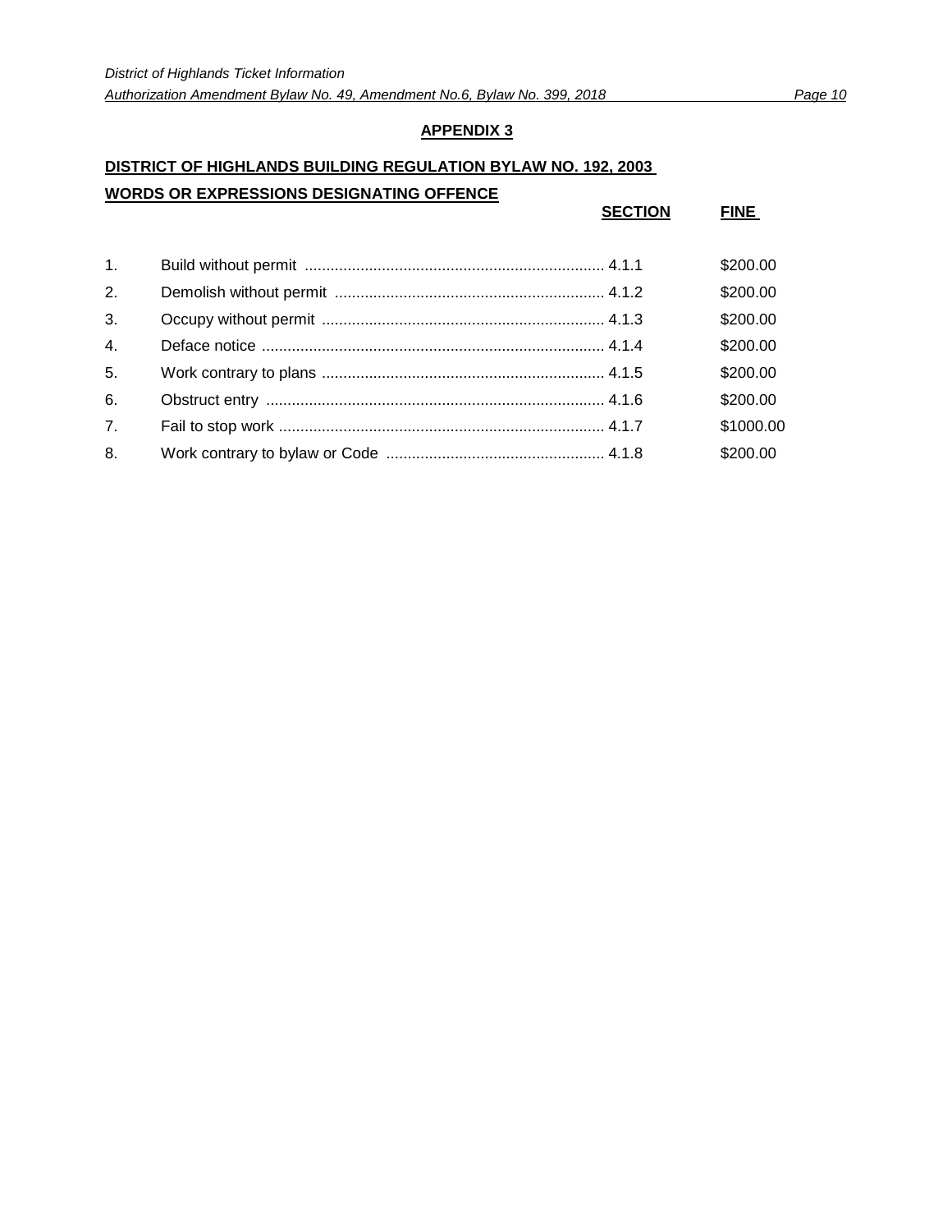## APPENDIX 3

**DISTRICT OF HIGHLANDS BUILDING REGULATION BYLAW NO. 192, 2003**

| | WORDS OR EXPRESSIONS DESIGNATING OFFENCE | SECTION | FINE |
|---|---|---|---|
| 1. | Build without permit | 4.1.1 | $200.00 |
| 2. | Demolish without permit | 4.1.2 | $200.00 |
| 3. | Occupy without permit | 4.1.3 | $200.00 |
| 4. | Deface notice | 4.1.4 | $200.00 |
| 5. | Work contrary to plans | 4.1.5 | $200.00 |
| 6. | Obstruct entry | 4.1.6 | $200.00 |
| 7. | Fail to stop work | 4.1.7 | $1000.00 |
| 8. | Work contrary to bylaw or Code | 4.1.8 | $200.00 |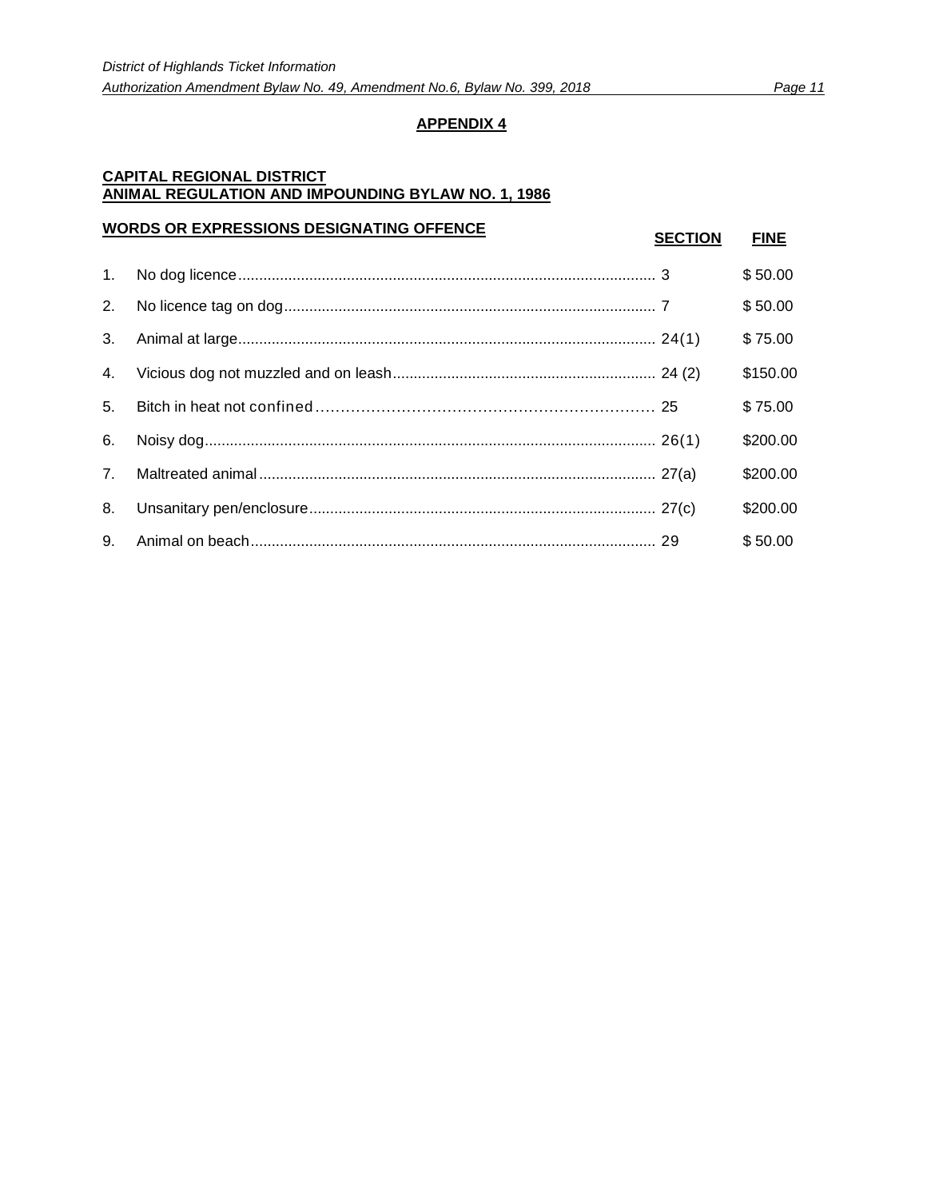## APPENDIX 4

**CAPITAL REGIONAL DISTRICT**
**ANIMAL REGULATION AND IMPOUNDING BYLAW NO. 1, 1986**

| | WORDS OR EXPRESSIONS DESIGNATING OFFENCE | SECTION | FINE |
|---|---|---|---|
| 1. | No dog licence | 3 | $ 50.00 |
| 2. | No licence tag on dog | 7 | $ 50.00 |
| 3. | Animal at large | 24(1) | $ 75.00 |
| 4. | Vicious dog not muzzled and on leash | 24 (2) | $150.00 |
| 5. | Bitch in heat not confined | 25 | $ 75.00 |
| 6. | Noisy dog | 26(1) | $200.00 |
| 7. | Maltreated animal | 27(a) | $200.00 |
| 8. | Unsanitary pen/enclosure | 27(c) | $200.00 |
| 9. | Animal on beach | 29 | $ 50.00 |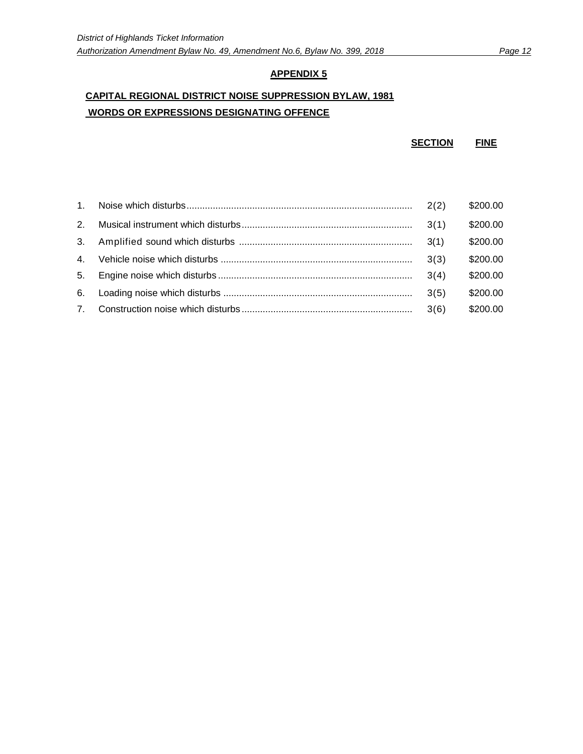## APPENDIX 5

### CAPITAL REGIONAL DISTRICT NOISE SUPPRESSION BYLAW, 1981

### WORDS OR EXPRESSIONS DESIGNATING OFFENCE

| | | SECTION | FINE |
|---|---|---|---|
| 1. | Noise which disturbs | 2(2) | $200.00 |
| 2. | Musical instrument which disturbs | 3(1) | $200.00 |
| 3. | Amplified sound which disturbs | 3(1) | $200.00 |
| 4. | Vehicle noise which disturbs | 3(3) | $200.00 |
| 5. | Engine noise which disturbs | 3(4) | $200.00 |
| 6. | Loading noise which disturbs | 3(5) | $200.00 |
| 7. | Construction noise which disturbs | 3(6) | $200.00 |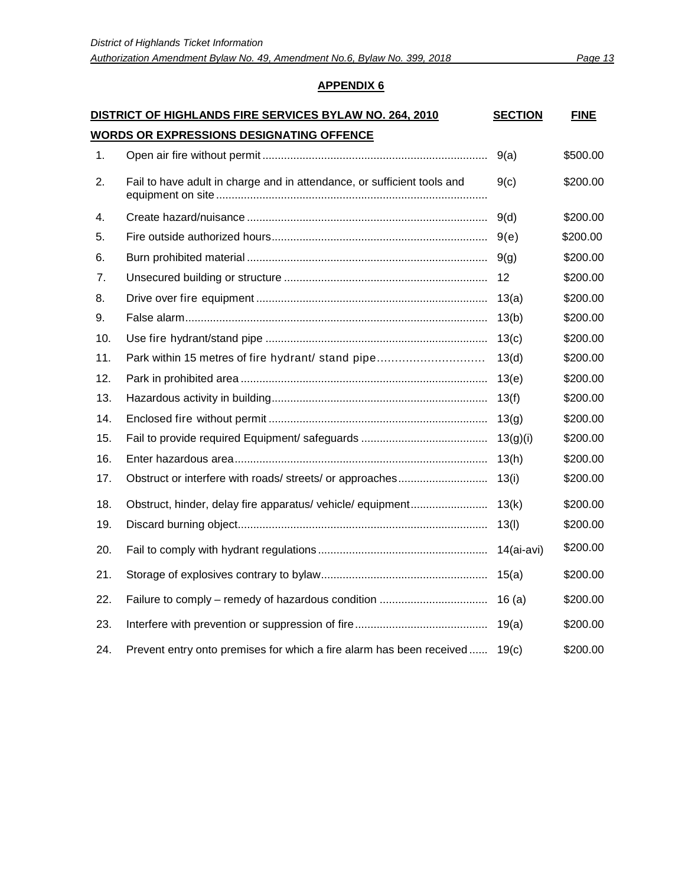## APPENDIX 6

| DISTRICT OF HIGHLANDS FIRE SERVICES BYLAW NO. 264, 2010 | | SECTION | FINE |
|---|---|---|---|
| **WORDS OR EXPRESSIONS DESIGNATING OFFENCE** | | | |
| 1. | Open air fire without permit | 9(a) | $500.00 |
| 2. | Fail to have adult in charge and in attendance, or sufficient tools and equipment on site | 9(c) | $200.00 |
| 4. | Create hazard/nuisance | 9(d) | $200.00 |
| 5. | Fire outside authorized hours | 9(e) | $200.00 |
| 6. | Burn prohibited material | 9(g) | $200.00 |
| 7. | Unsecured building or structure | 12 | $200.00 |
| 8. | Drive over fire equipment | 13(a) | $200.00 |
| 9. | False alarm | 13(b) | $200.00 |
| 10. | Use fire hydrant/stand pipe | 13(c) | $200.00 |
| 11. | Park within 15 metres of fire hydrant/ stand pipe | 13(d) | $200.00 |
| 12. | Park in prohibited area | 13(e) | $200.00 |
| 13. | Hazardous activity in building | 13(f) | $200.00 |
| 14. | Enclosed fire without permit | 13(g) | $200.00 |
| 15. | Fail to provide required Equipment/ safeguards | 13(g)(i) | $200.00 |
| 16. | Enter hazardous area | 13(h) | $200.00 |
| 17. | Obstruct or interfere with roads/ streets/ or approaches | 13(i) | $200.00 |
| 18. | Obstruct, hinder, delay fire apparatus/ vehicle/ equipment | 13(k) | $200.00 |
| 19. | Discard burning object | 13(l) | $200.00 |
| 20. | Fail to comply with hydrant regulations | 14(ai-avi) | $200.00 |
| 21. | Storage of explosives contrary to bylaw | 15(a) | $200.00 |
| 22. | Failure to comply – remedy of hazardous condition | 16 (a) | $200.00 |
| 23. | Interfere with prevention or suppression of fire | 19(a) | $200.00 |
| 24. | Prevent entry onto premises for which a fire alarm has been received | 19(c) | $200.00 |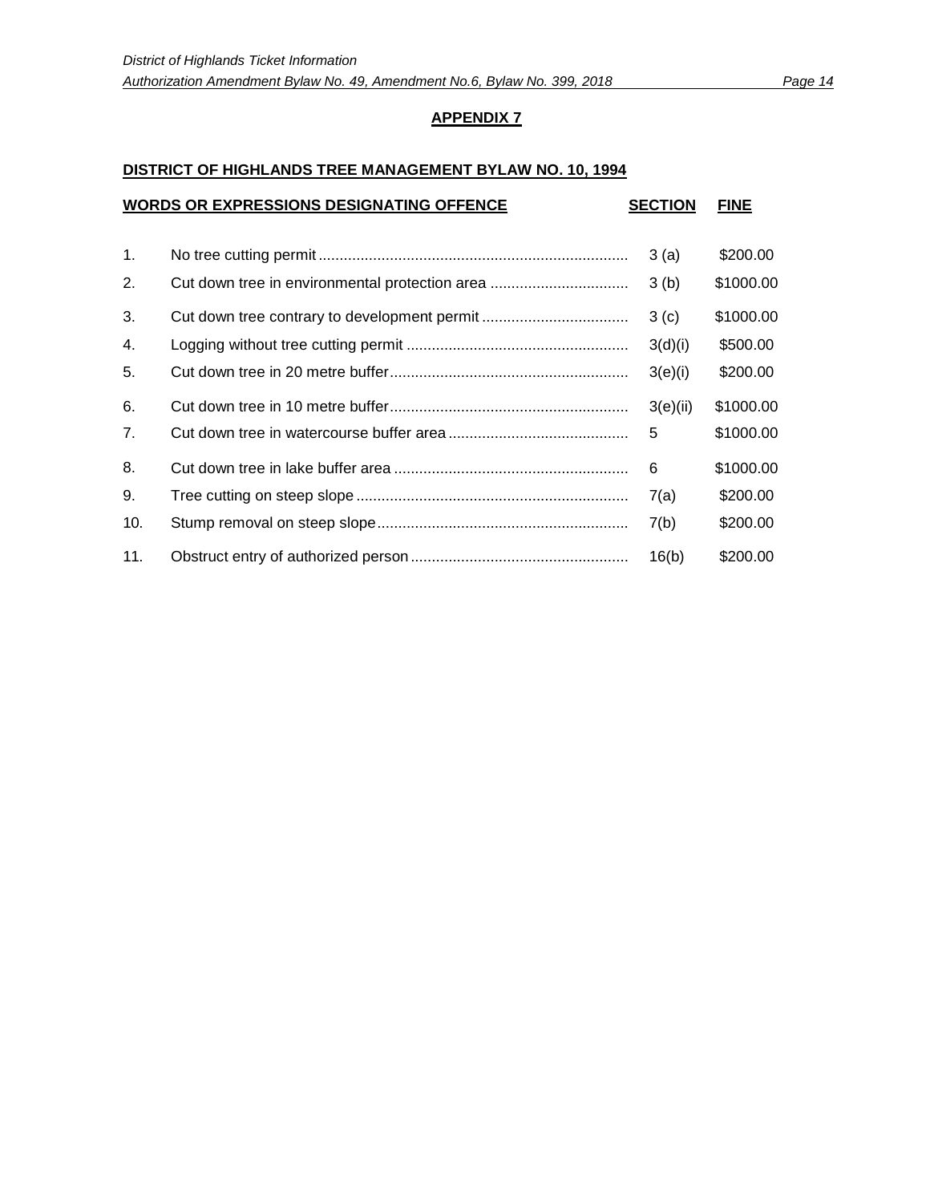## APPENDIX 7

### DISTRICT OF HIGHLANDS TREE MANAGEMENT BYLAW NO. 10, 1994

| | WORDS OR EXPRESSIONS DESIGNATING OFFENCE | SECTION | FINE |
|---|---|---|---|
| 1. | No tree cutting permit | 3 (a) | $200.00 |
| 2. | Cut down tree in environmental protection area | 3 (b) | $1000.00 |
| 3. | Cut down tree contrary to development permit | 3 (c) | $1000.00 |
| 4. | Logging without tree cutting permit | 3(d)(i) | $500.00 |
| 5. | Cut down tree in 20 metre buffer | 3(e)(i) | $200.00 |
| 6. | Cut down tree in 10 metre buffer | 3(e)(ii) | $1000.00 |
| 7. | Cut down tree in watercourse buffer area | 5 | $1000.00 |
| 8. | Cut down tree in lake buffer area | 6 | $1000.00 |
| 9. | Tree cutting on steep slope | 7(a) | $200.00 |
| 10. | Stump removal on steep slope | 7(b) | $200.00 |
| 11. | Obstruct entry of authorized person | 16(b) | $200.00 |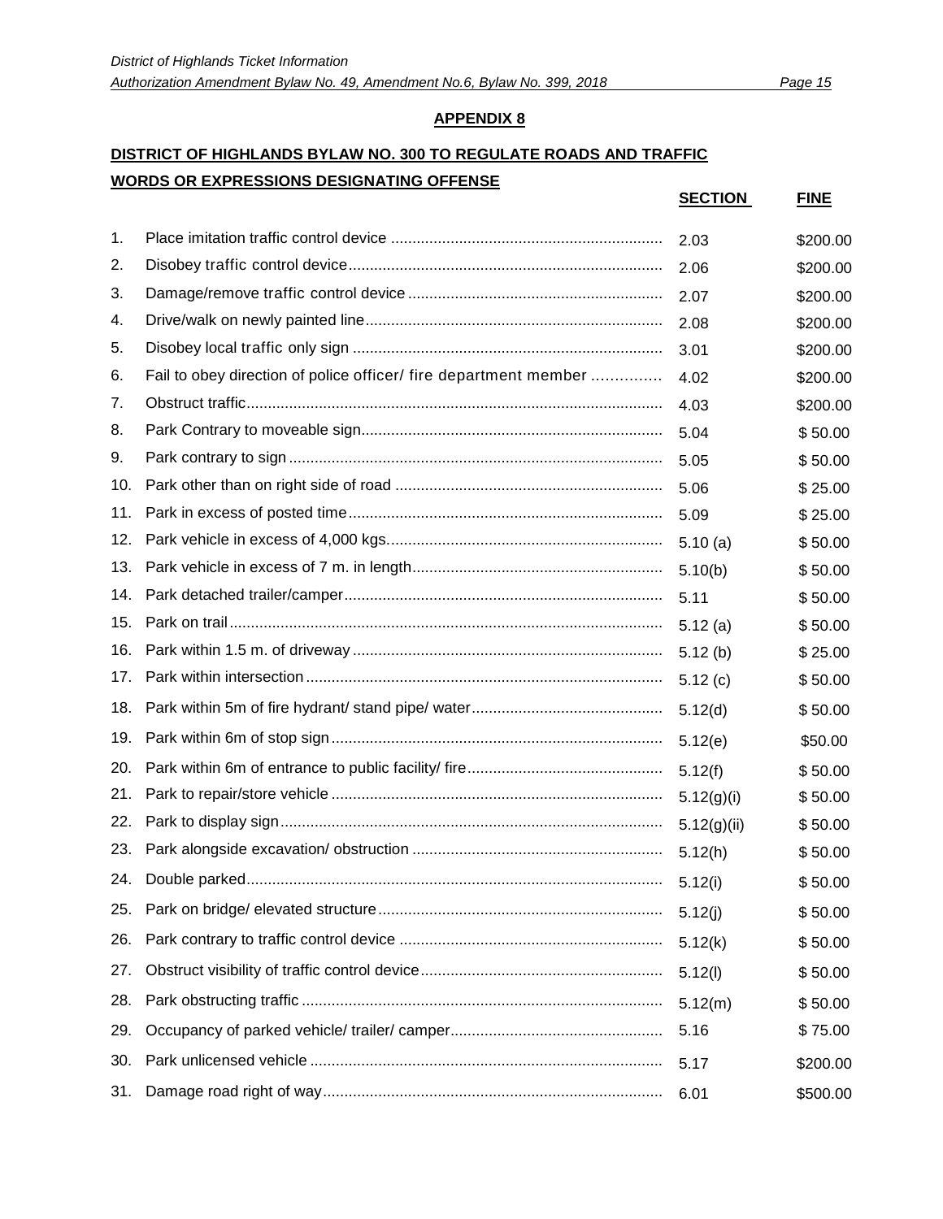## APPENDIX 8

**DISTRICT OF HIGHLANDS BYLAW NO. 300 TO REGULATE ROADS AND TRAFFIC**

| | WORDS OR EXPRESSIONS DESIGNATING OFFENSE | SECTION | FINE |
|---|---|---|---|
| 1. | Place imitation traffic control device | 2.03 | $200.00 |
| 2. | Disobey traffic control device | 2.06 | $200.00 |
| 3. | Damage/remove traffic control device | 2.07 | $200.00 |
| 4. | Drive/walk on newly painted line | 2.08 | $200.00 |
| 5. | Disobey local traffic only sign | 3.01 | $200.00 |
| 6. | Fail to obey direction of police officer/ fire department member | 4.02 | $200.00 |
| 7. | Obstruct traffic | 4.03 | $200.00 |
| 8. | Park Contrary to moveable sign | 5.04 | $ 50.00 |
| 9. | Park contrary to sign | 5.05 | $ 50.00 |
| 10. | Park other than on right side of road | 5.06 | $ 25.00 |
| 11. | Park in excess of posted time | 5.09 | $ 25.00 |
| 12. | Park vehicle in excess of 4,000 kgs. | 5.10 (a) | $ 50.00 |
| 13. | Park vehicle in excess of 7 m. in length | 5.10(b) | $ 50.00 |
| 14. | Park detached trailer/camper | 5.11 | $ 50.00 |
| 15. | Park on trail | 5.12 (a) | $ 50.00 |
| 16. | Park within 1.5 m. of driveway | 5.12 (b) | $ 25.00 |
| 17. | Park within intersection | 5.12 (c) | $ 50.00 |
| 18. | Park within 5m of fire hydrant/ stand pipe/ water | 5.12(d) | $ 50.00 |
| 19. | Park within 6m of stop sign | 5.12(e) | $50.00 |
| 20. | Park within 6m of entrance to public facility/ fire | 5.12(f) | $ 50.00 |
| 21. | Park to repair/store vehicle | 5.12(g)(i) | $ 50.00 |
| 22. | Park to display sign | 5.12(g)(ii) | $ 50.00 |
| 23. | Park alongside excavation/ obstruction | 5.12(h) | $ 50.00 |
| 24. | Double parked | 5.12(i) | $ 50.00 |
| 25. | Park on bridge/ elevated structure | 5.12(j) | $ 50.00 |
| 26. | Park contrary to traffic control device | 5.12(k) | $ 50.00 |
| 27. | Obstruct visibility of traffic control device | 5.12(l) | $ 50.00 |
| 28. | Park obstructing traffic | 5.12(m) | $ 50.00 |
| 29. | Occupancy of parked vehicle/ trailer/ camper | 5.16 | $ 75.00 |
| 30. | Park unlicensed vehicle | 5.17 | $200.00 |
| 31. | Damage road right of way | 6.01 | $500.00 |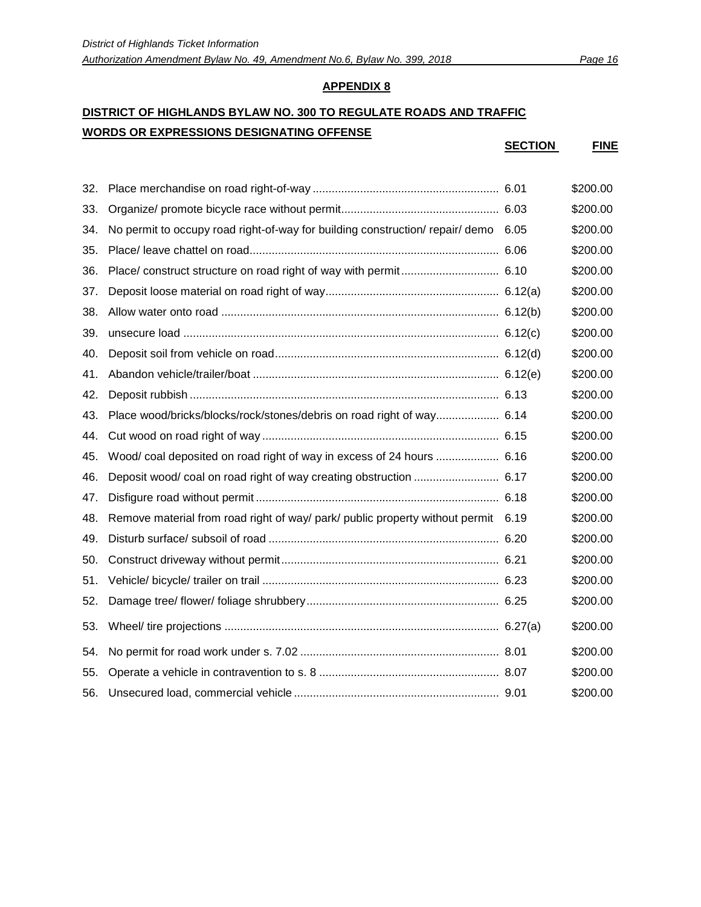## APPENDIX 8

### DISTRICT OF HIGHLANDS BYLAW NO. 300 TO REGULATE ROADS AND TRAFFIC

| | WORDS OR EXPRESSIONS DESIGNATING OFFENSE | SECTION | FINE |
|---|---|---|---|
| 32. | Place merchandise on road right-of-way | 6.01 | $200.00 |
| 33. | Organize/ promote bicycle race without permit | 6.03 | $200.00 |
| 34. | No permit to occupy road right-of-way for building construction/ repair/ demo | 6.05 | $200.00 |
| 35. | Place/ leave chattel on road | 6.06 | $200.00 |
| 36. | Place/ construct structure on road right of way with permit | 6.10 | $200.00 |
| 37. | Deposit loose material on road right of way | 6.12(a) | $200.00 |
| 38. | Allow water onto road | 6.12(b) | $200.00 |
| 39. | unsecure load | 6.12(c) | $200.00 |
| 40. | Deposit soil from vehicle on road | 6.12(d) | $200.00 |
| 41. | Abandon vehicle/trailer/boat | 6.12(e) | $200.00 |
| 42. | Deposit rubbish | 6.13 | $200.00 |
| 43. | Place wood/bricks/blocks/rock/stones/debris on road right of way | 6.14 | $200.00 |
| 44. | Cut wood on road right of way | 6.15 | $200.00 |
| 45. | Wood/ coal deposited on road right of way in excess of 24 hours | 6.16 | $200.00 |
| 46. | Deposit wood/ coal on road right of way creating obstruction | 6.17 | $200.00 |
| 47. | Disfigure road without permit | 6.18 | $200.00 |
| 48. | Remove material from road right of way/ park/ public property without permit | 6.19 | $200.00 |
| 49. | Disturb surface/ subsoil of road | 6.20 | $200.00 |
| 50. | Construct driveway without permit | 6.21 | $200.00 |
| 51. | Vehicle/ bicycle/ trailer on trail | 6.23 | $200.00 |
| 52. | Damage tree/ flower/ foliage shrubbery | 6.25 | $200.00 |
| 53. | Wheel/ tire projections | 6.27(a) | $200.00 |
| 54. | No permit for road work under s. 7.02 | 8.01 | $200.00 |
| 55. | Operate a vehicle in contravention to s. 8 | 8.07 | $200.00 |
| 56. | Unsecured load, commercial vehicle | 9.01 | $200.00 |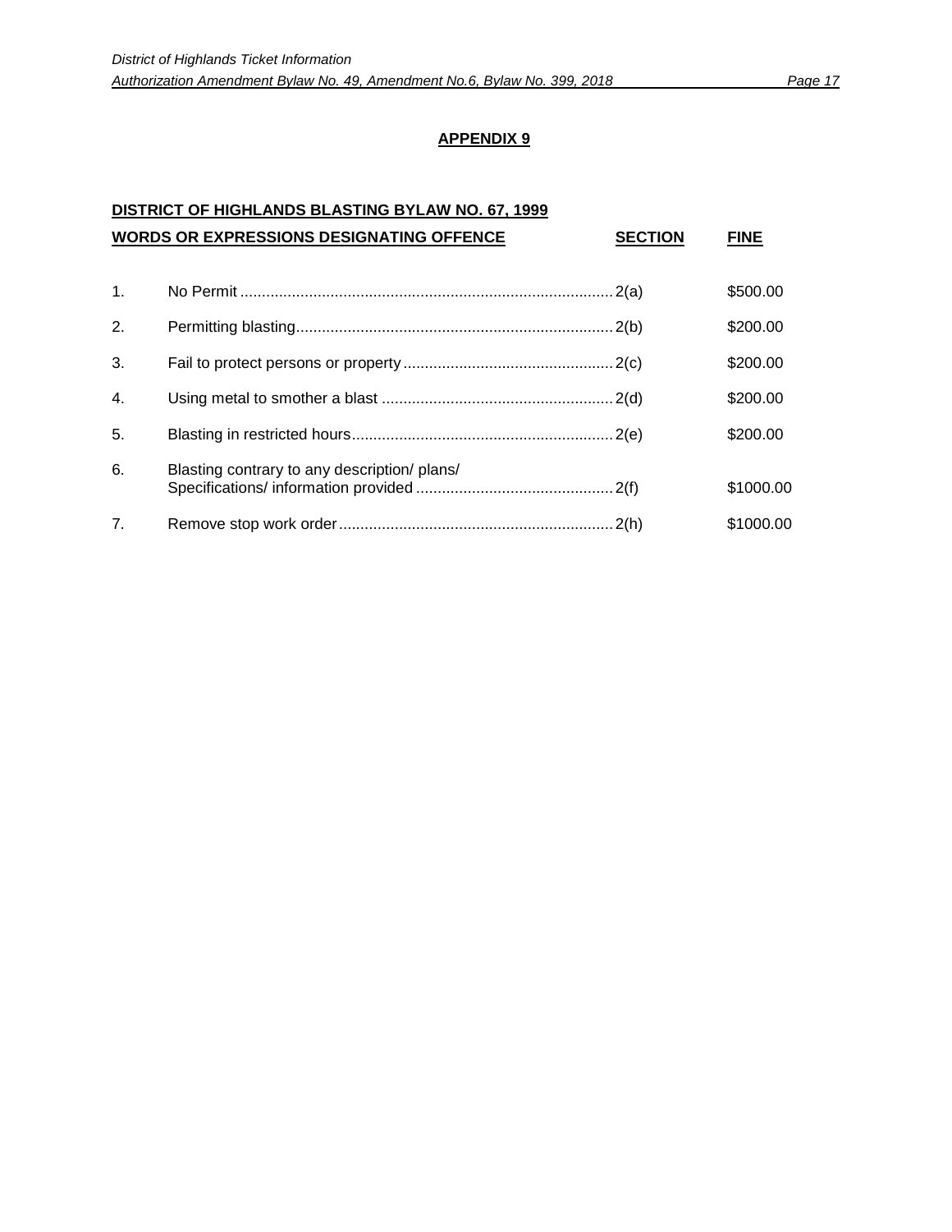## APPENDIX 9

**DISTRICT OF HIGHLANDS BLASTING BYLAW NO. 67, 1999**

| | WORDS OR EXPRESSIONS DESIGNATING OFFENCE | SECTION | FINE |
|---|---|---|---|
| 1. | No Permit | 2(a) | $500.00 |
| 2. | Permitting blasting | 2(b) | $200.00 |
| 3. | Fail to protect persons or property | 2(c) | $200.00 |
| 4. | Using metal to smother a blast | 2(d) | $200.00 |
| 5. | Blasting in restricted hours | 2(e) | $200.00 |
| 6. | Blasting contrary to any description/ plans/ Specifications/ information provided | 2(f) | $1000.00 |
| 7. | Remove stop work order | 2(h) | $1000.00 |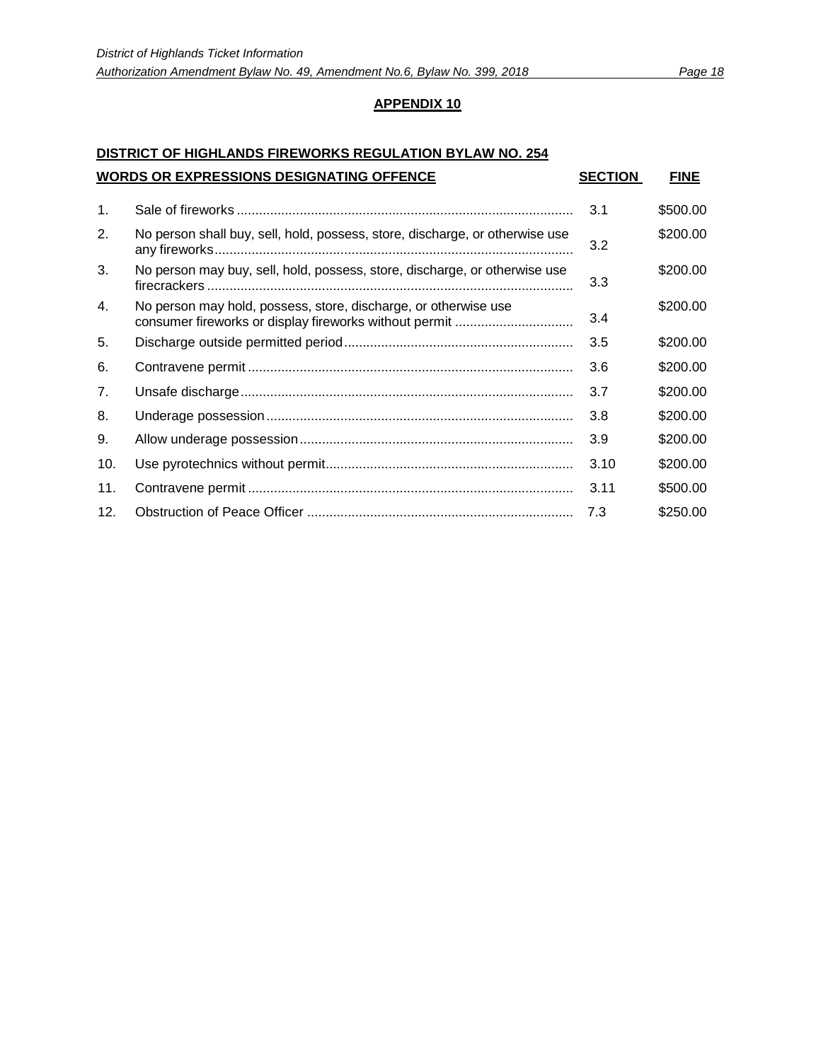## APPENDIX 10

**DISTRICT OF HIGHLANDS FIREWORKS REGULATION BYLAW NO. 254**

| | WORDS OR EXPRESSIONS DESIGNATING OFFENCE | SECTION | FINE |
|---|---|---|---|
| 1. | Sale of fireworks | 3.1 | $500.00 |
| 2. | No person shall buy, sell, hold, possess, store, discharge, or otherwise use any fireworks | 3.2 | $200.00 |
| 3. | No person may buy, sell, hold, possess, store, discharge, or otherwise use firecrackers | 3.3 | $200.00 |
| 4. | No person may hold, possess, store, discharge, or otherwise use consumer fireworks or display fireworks without permit | 3.4 | $200.00 |
| 5. | Discharge outside permitted period | 3.5 | $200.00 |
| 6. | Contravene permit | 3.6 | $200.00 |
| 7. | Unsafe discharge | 3.7 | $200.00 |
| 8. | Underage possession | 3.8 | $200.00 |
| 9. | Allow underage possession | 3.9 | $200.00 |
| 10. | Use pyrotechnics without permit | 3.10 | $200.00 |
| 11. | Contravene permit | 3.11 | $500.00 |
| 12. | Obstruction of Peace Officer | 7.3 | $250.00 |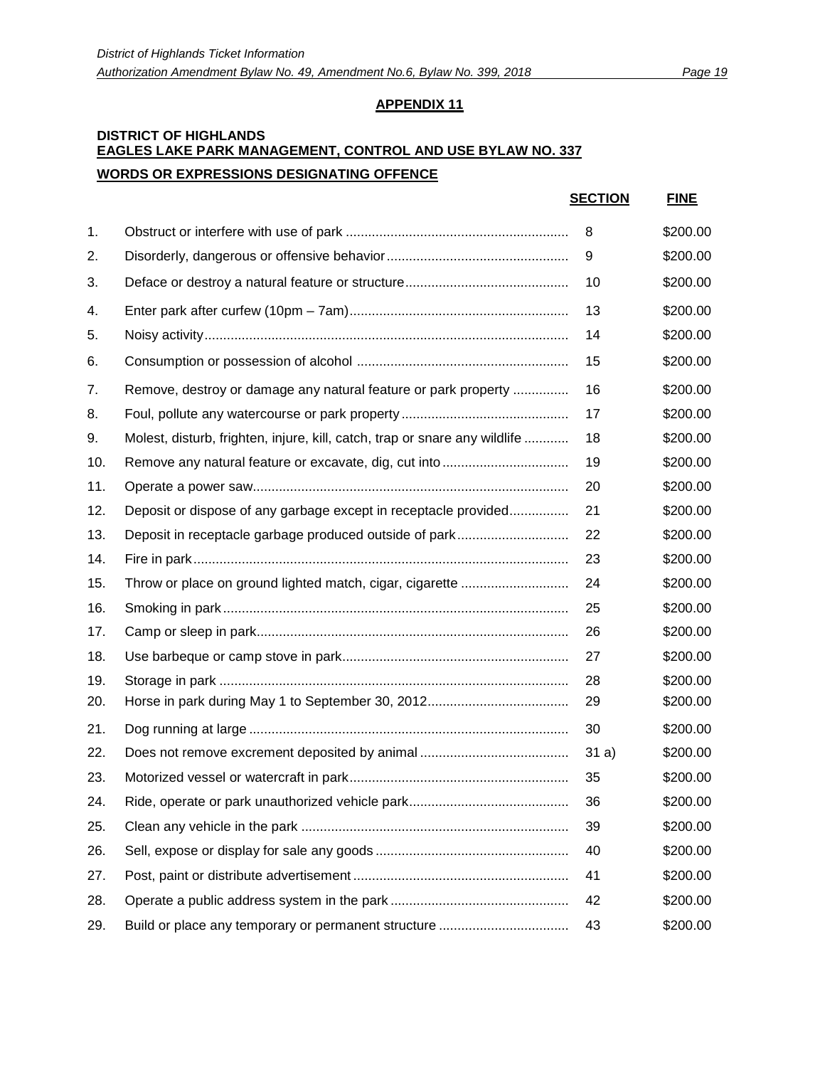## APPENDIX 11

**DISTRICT OF HIGHLANDS**
**EAGLES LAKE PARK MANAGEMENT, CONTROL AND USE BYLAW NO. 337**

**WORDS OR EXPRESSIONS DESIGNATING OFFENCE**

| | | SECTION | FINE |
|---|---|---|---|
| 1. | Obstruct or interfere with use of park | 8 | $200.00 |
| 2. | Disorderly, dangerous or offensive behavior | 9 | $200.00 |
| 3. | Deface or destroy a natural feature or structure | 10 | $200.00 |
| 4. | Enter park after curfew (10pm – 7am) | 13 | $200.00 |
| 5. | Noisy activity | 14 | $200.00 |
| 6. | Consumption or possession of alcohol | 15 | $200.00 |
| 7. | Remove, destroy or damage any natural feature or park property | 16 | $200.00 |
| 8. | Foul, pollute any watercourse or park property | 17 | $200.00 |
| 9. | Molest, disturb, frighten, injure, kill, catch, trap or snare any wildlife | 18 | $200.00 |
| 10. | Remove any natural feature or excavate, dig, cut into | 19 | $200.00 |
| 11. | Operate a power saw | 20 | $200.00 |
| 12. | Deposit or dispose of any garbage except in receptacle provided | 21 | $200.00 |
| 13. | Deposit in receptacle garbage produced outside of park | 22 | $200.00 |
| 14. | Fire in park | 23 | $200.00 |
| 15. | Throw or place on ground lighted match, cigar, cigarette | 24 | $200.00 |
| 16. | Smoking in park | 25 | $200.00 |
| 17. | Camp or sleep in park | 26 | $200.00 |
| 18. | Use barbeque or camp stove in park | 27 | $200.00 |
| 19. | Storage in park | 28 | $200.00 |
| 20. | Horse in park during May 1 to September 30, 2012 | 29 | $200.00 |
| 21. | Dog running at large | 30 | $200.00 |
| 22. | Does not remove excrement deposited by animal | 31 a) | $200.00 |
| 23. | Motorized vessel or watercraft in park | 35 | $200.00 |
| 24. | Ride, operate or park unauthorized vehicle park | 36 | $200.00 |
| 25. | Clean any vehicle in the park | 39 | $200.00 |
| 26. | Sell, expose or display for sale any goods | 40 | $200.00 |
| 27. | Post, paint or distribute advertisement | 41 | $200.00 |
| 28. | Operate a public address system in the park | 42 | $200.00 |
| 29. | Build or place any temporary or permanent structure | 43 | $200.00 |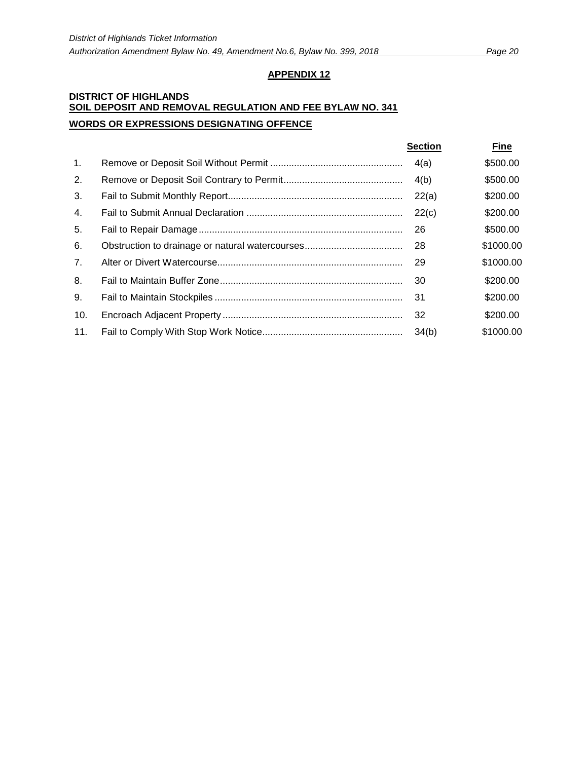## APPENDIX 12

**DISTRICT OF HIGHLANDS**
**SOIL DEPOSIT AND REMOVAL REGULATION AND FEE BYLAW NO. 341**

**WORDS OR EXPRESSIONS DESIGNATING OFFENCE**

| | | Section | Fine |
|---|---|---|---|
| 1. | Remove or Deposit Soil Without Permit | 4(a) | $500.00 |
| 2. | Remove or Deposit Soil Contrary to Permit | 4(b) | $500.00 |
| 3. | Fail to Submit Monthly Report | 22(a) | $200.00 |
| 4. | Fail to Submit Annual Declaration | 22(c) | $200.00 |
| 5. | Fail to Repair Damage | 26 | $500.00 |
| 6. | Obstruction to drainage or natural watercourses | 28 | $1000.00 |
| 7. | Alter or Divert Watercourse | 29 | $1000.00 |
| 8. | Fail to Maintain Buffer Zone | 30 | $200.00 |
| 9. | Fail to Maintain Stockpiles | 31 | $200.00 |
| 10. | Encroach Adjacent Property | 32 | $200.00 |
| 11. | Fail to Comply With Stop Work Notice | 34(b) | $1000.00 |